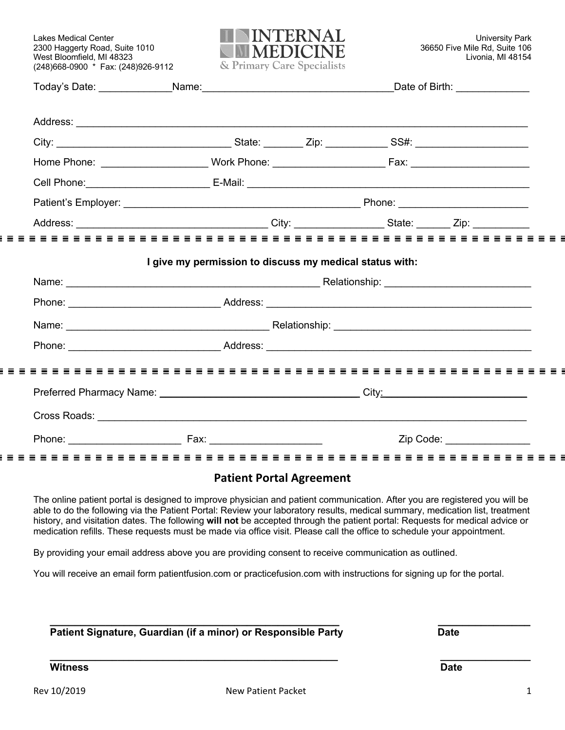Lakes Medical Center
2300 Haggerty Road, Suite 1010
West Bloomfield, MI 48323
(248)668-0900 * Fax: (248)926-9112

**INTERNAL MEDICINE**
& Primary Care Specialists

University Park
36650 Five Mile Rd, Suite 106
Livonia, MI 48154

Today's Date: _____________ Name: __________________________________ Date of Birth: _____________

Address: ______________________________________________________________________________

City: _______________________________ State: _______ Zip: ___________ SS#: ____________________

Home Phone: ___________________ Work Phone: ___________________ Fax: _____________________

Cell Phone: _____________________ E-Mail: ________________________________________________

Patient's Employer: __________________________________________ Phone: ______________________

Address: __________________________________ City: _______________ State: ______ Zip: __________

---

**I give my permission to discuss my medical status with:**

Name: _____________________________________________ Relationship: __________________________

Phone: ___________________________ Address: _______________________________________________

Name: ____________________________________ Relationship: __________________________________

Phone: ___________________________ Address: _______________________________________________

---

Preferred Pharmacy Name: ___________________________________ City: _________________________

Cross Roads: ___________________________________________________________________________

Phone: ____________________ Fax: ___________________ Zip Code: _______________

---

## Patient Portal Agreement

The online patient portal is designed to improve physician and patient communication. After you are registered you will be able to do the following via the Patient Portal: Review your laboratory results, medical summary, medication list, treatment history, and visitation dates. The following **will not** be accepted through the patient portal: Requests for medical advice or medication refills. These requests must be made via office visit. Please call the office to schedule your appointment.

By providing your email address above you are providing consent to receive communication as outlined.

You will receive an email form patientfusion.com or practicefusion.com with instructions for signing up for the portal.

___________________________________________________ ________________
**Patient Signature, Guardian (if a minor) or Responsible Party** **Date**

___________________________________________________ ________________
**Witness** **Date**

Rev 10/2019 New Patient Packet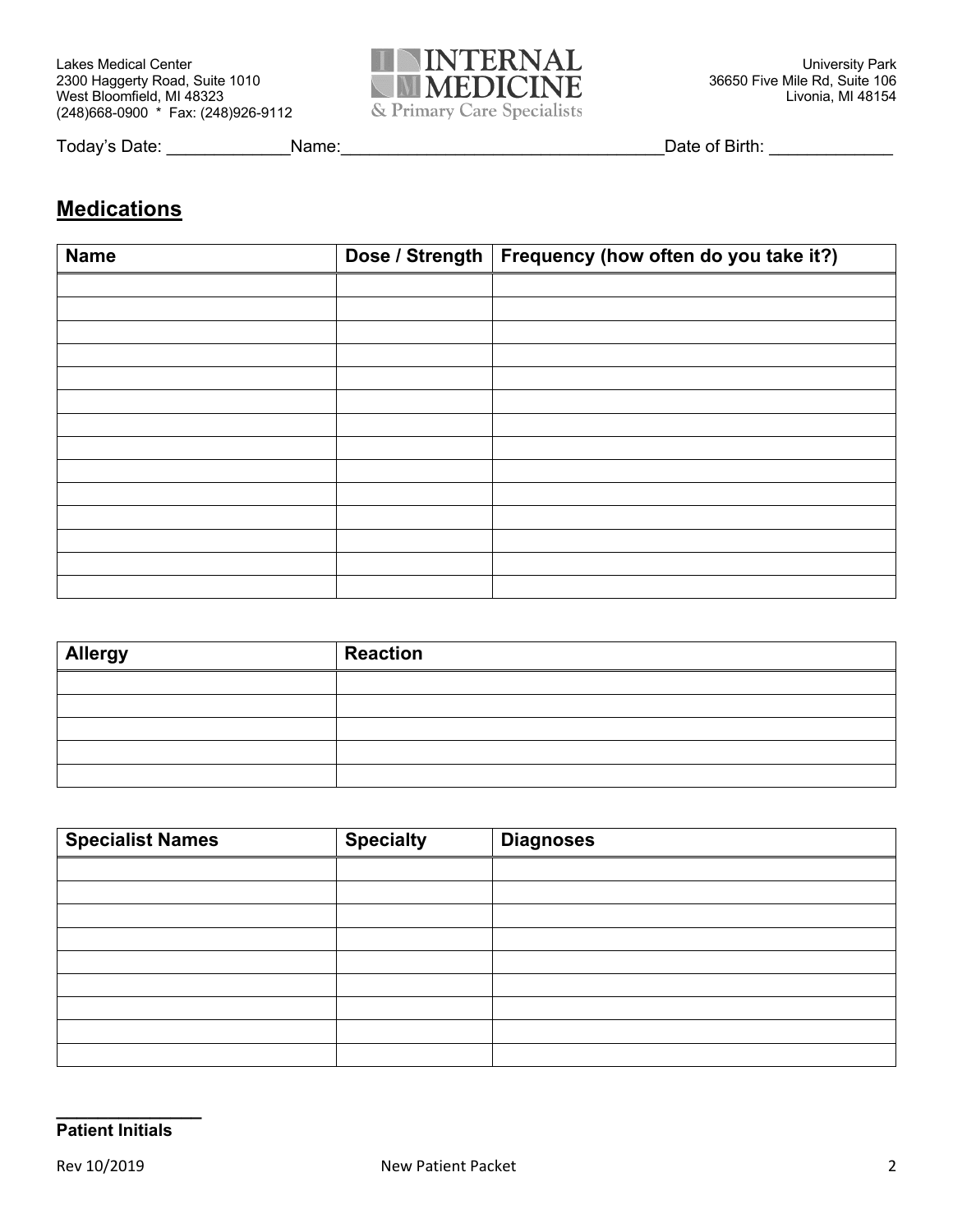Lakes Medical Center
2300 Haggerty Road, Suite 1010
West Bloomfield, MI 48323
(248)668-0900 * Fax: (248)926-9112

INTERNAL MEDICINE
& Primary Care Specialists

University Park
36650 Five Mile Rd, Suite 106
Livonia, MI 48154

Today's Date: _____________ Name: __________________________________ Date of Birth: _____________

## Medications

| Name | Dose / Strength | Frequency (how often do you take it?) |
|---|---|---|
| | | |
| | | |
| | | |
| | | |
| | | |
| | | |
| | | |
| | | |
| | | |
| | | |
| | | |
| | | |
| | | |
| | | |

| Allergy | Reaction |
|---|---|
| | |
| | |
| | |
| | |
| | |

| Specialist Names | Specialty | Diagnoses |
|---|---|---|
| | | |
| | | |
| | | |
| | | |
| | | |
| | | |
| | | |
| | | |
| | | |

________________
**Patient Initials**

Rev 10/2019 New Patient Packet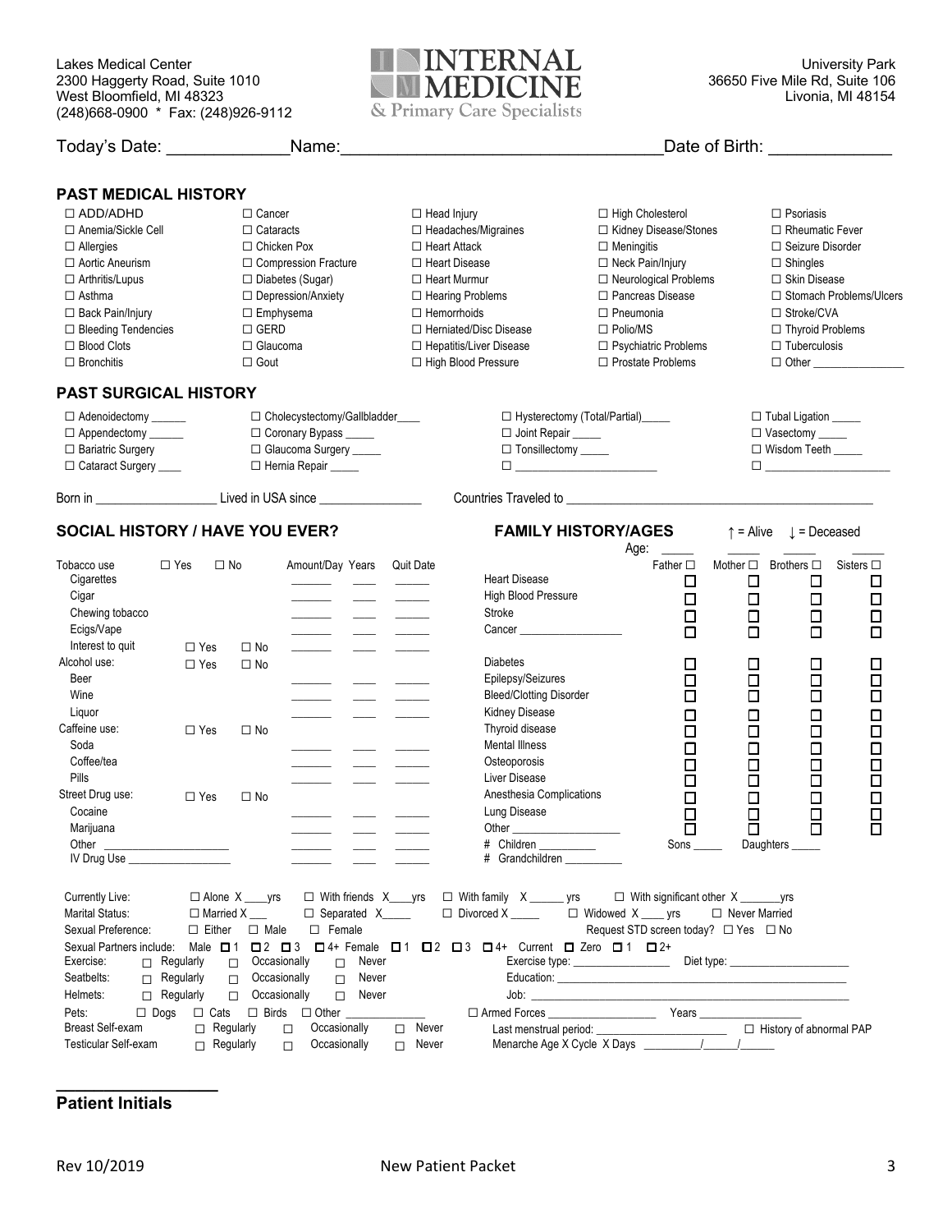Lakes Medical Center
2300 Haggerty Road, Suite 1010
West Bloomfield, MI 48323
(248)668-0900 * Fax: (248)926-9112

INTERNAL MEDICINE
& Primary Care Specialists

University Park
36650 Five Mile Rd, Suite 106
Livonia, MI 48154

Today's Date: ____________ Name: ________________________________ Date of Birth: ____________

## PAST MEDICAL HISTORY

| | | | | |
|---|---|---|---|---|
| ☐ ADD/ADHD | ☐ Cancer | ☐ Head Injury | ☐ High Cholesterol | ☐ Psoriasis |
| ☐ Anemia/Sickle Cell | ☐ Cataracts | ☐ Headaches/Migraines | ☐ Kidney Disease/Stones | ☐ Rheumatic Fever |
| ☐ Allergies | ☐ Chicken Pox | ☐ Heart Attack | ☐ Meningitis | ☐ Seizure Disorder |
| ☐ Aortic Aneurism | ☐ Compression Fracture | ☐ Heart Disease | ☐ Neck Pain/Injury | ☐ Shingles |
| ☐ Arthritis/Lupus | ☐ Diabetes (Sugar) | ☐ Heart Murmur | ☐ Neurological Problems | ☐ Skin Disease |
| ☐ Asthma | ☐ Depression/Anxiety | ☐ Hearing Problems | ☐ Pancreas Disease | ☐ Stomach Problems/Ulcers |
| ☐ Back Pain/Injury | ☐ Emphysema | ☐ Hemorrhoids | ☐ Pneumonia | ☐ Stroke/CVA |
| ☐ Bleeding Tendencies | ☐ GERD | ☐ Herniated/Disc Disease | ☐ Polio/MS | ☐ Thyroid Problems |
| ☐ Blood Clots | ☐ Glaucoma | ☐ Hepatitis/Liver Disease | ☐ Psychiatric Problems | ☐ Tuberculosis |
| ☐ Bronchitis | ☐ Gout | ☐ High Blood Pressure | ☐ Prostate Problems | ☐ Other ______________ |

## PAST SURGICAL HISTORY

| | | | |
|---|---|---|---|
| ☐ Adenoidectomy ______ | ☐ Cholecystectomy/Gallbladder____ | ☐ Hysterectomy (Total/Partial)_____ | ☐ Tubal Ligation _____ |
| ☐ Appendectomy ______ | ☐ Coronary Bypass _____ | ☐ Joint Repair _____ | ☐ Vasectomy _____ |
| ☐ Bariatric Surgery | ☐ Glaucoma Surgery _____ | ☐ Tonsillectomy _____ | ☐ Wisdom Teeth _____ |
| ☐ Cataract Surgery ____ | ☐ Hernia Repair _____ | ☐ ____________________ | ☐ ____________________ |

Born in ________________ Lived in USA since ______________ Countries Traveled to ________________________________________

## SOCIAL HISTORY / HAVE YOU EVER?

| | Yes | No | Amount/Day | Years | Quit Date |
|---|---|---|---|---|---|
| Tobacco use | ☐ Yes | ☐ No | | | |
| Cigarettes | | | ______ | ___ | _____ |
| Cigar | | | ______ | ___ | _____ |
| Chewing tobacco | | | ______ | ___ | _____ |
| Ecigs/Vape | | | ______ | ___ | _____ |
| Interest to quit | ☐ Yes | ☐ No | ______ | ___ | _____ |
| Alcohol use: | ☐ Yes | ☐ No | | | |
| Beer | | | ______ | ___ | _____ |
| Wine | | | ______ | ___ | _____ |
| Liquor | | | ______ | ___ | _____ |
| Caffeine use: | ☐ Yes | ☐ No | | | |
| Soda | | | ______ | ___ | _____ |
| Coffee/tea | | | ______ | ___ | _____ |
| Pills | | | ______ | ___ | _____ |
| Street Drug use: | ☐ Yes | ☐ No | | | |
| Cocaine | | | ______ | ___ | _____ |
| Marijuana | | | ______ | ___ | _____ |
| Other ________________ | | | ______ | ___ | _____ |
| IV Drug Use ______________ | | | ______ | ___ | _____ |

## FAMILY HISTORY/AGES

↑ = Alive ↓ = Deceased

| | Father ☐ | Mother ☐ | Brothers ☐ | Sisters ☐ |
|---|---|---|---|---|
| Age: | _____ | _____ | _____ | _____ |
| Heart Disease | ☐ | ☐ | ☐ | ☐ |
| High Blood Pressure | ☐ | ☐ | ☐ | ☐ |
| Stroke | ☐ | ☐ | ☐ | ☐ |
| Cancer ______________ | ☐ | ☐ | ☐ | ☐ |
| Diabetes | ☐ | ☐ | ☐ | ☐ |
| Epilepsy/Seizures | ☐ | ☐ | ☐ | ☐ |
| Bleed/Clotting Disorder | ☐ | ☐ | ☐ | ☐ |
| Kidney Disease | ☐ | ☐ | ☐ | ☐ |
| Thyroid disease | ☐ | ☐ | ☐ | ☐ |
| Mental Illness | ☐ | ☐ | ☐ | ☐ |
| Osteoporosis | ☐ | ☐ | ☐ | ☐ |
| Liver Disease | ☐ | ☐ | ☐ | ☐ |
| Anesthesia Complications | ☐ | ☐ | ☐ | ☐ |
| Lung Disease | ☐ | ☐ | ☐ | ☐ |
| Other ______________ | ☐ | ☐ | ☐ | ☐ |

# Children _________ Sons _____ Daughters _____
# Grandchildren _________

Currently Live: ☐ Alone X ____yrs ☐ With friends X____yrs ☐ With family X ______ yrs ☐ With significant other X _______yrs
Marital Status: ☐ Married X ___ ☐ Separated X____ ☐ Divorced X _____ ☐ Widowed X ____ yrs ☐ Never Married
Sexual Preference: ☐ Either ☐ Male ☐ Female    Request STD screen today? ☐ Yes ☐ No
Sexual Partners include: Male ☐ 1 ☐ 2 ☐ 3 ☐ 4+ Female ☐ 1 ☐ 2 ☐ 3 ☐ 4+ Current ☐ Zero ☐ 1 ☐ 2+
Exercise: ☐ Regularly ☐ Occasionally ☐ Never    Exercise type: ______________ Diet type: __________________
Seatbelts: ☐ Regularly ☐ Occasionally ☐ Never    Education: ____________________________________________
Helmets: ☐ Regularly ☐ Occasionally ☐ Never    Job: ____________________________________________
Pets: ☐ Dogs ☐ Cats ☐ Birds ☐ Other ____________    ☐ Armed Forces _________________ Years _________________
Breast Self-exam ☐ Regularly ☐ Occasionally ☐ Never    Last menstrual period: ____________________ ☐ History of abnormal PAP
Testicular Self-exam ☐ Regularly ☐ Occasionally ☐ Never    Menarche Age X Cycle X Days _________/_____/_____

_________________
**Patient Initials**

Rev 10/2019 New Patient Packet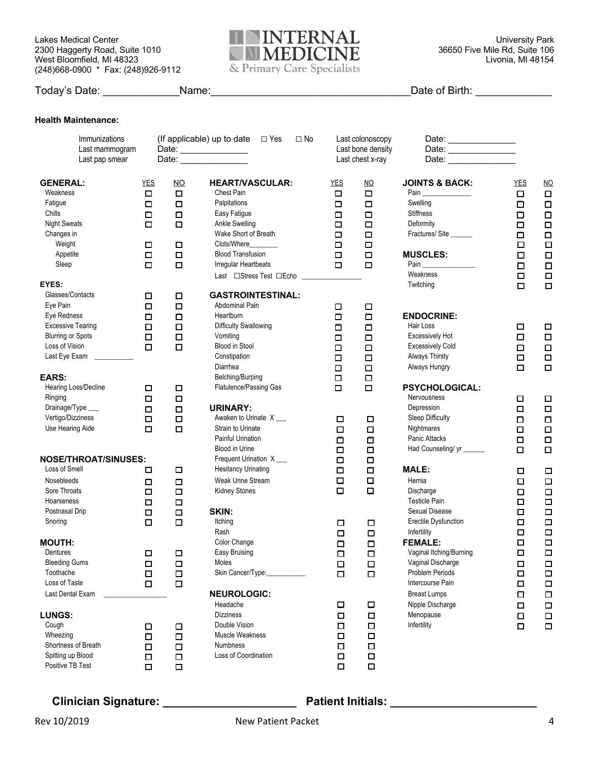Lakes Medical Center
2300 Haggerty Road, Suite 1010
West Bloomfield, MI 48323
(248)668-0900 * Fax: (248)926-9112

**INTERNAL MEDICINE**
& Primary Care Specialists

University Park
36650 Five Mile Rd, Suite 106
Livonia, MI 48154

Today's Date: _____________ Name:_________________________________ Date of Birth: _____________

**Health Maintenance:**

| | | | |
|---|---|---|---|
| Immunizations | (If applicable) up to date ☐ Yes ☐ No | Last colonoscopy | Date: _______________ |
| Last mammogram | Date: _______________ | Last bone density | Date: _______________ |
| Last pap smear | Date: _______________ | Last chest x-ray | Date: _______________ |

| **GENERAL:** | YES | NO |
|---|---|---|
| Weakness | ☐ | ☐ |
| Fatigue | ☐ | ☐ |
| Chills | ☐ | ☐ |
| Night Sweats | ☐ | ☐ |
| Changes in | | |
| Weight | ☐ | ☐ |
| Appetite | ☐ | ☐ |
| Sleep | ☐ | ☐ |

| **EYES:** | YES | NO |
|---|---|---|
| Glasses/Contacts | ☐ | ☐ |
| Eye Pain | ☐ | ☐ |
| Eye Redness | ☐ | ☐ |
| Excessive Tearing | ☐ | ☐ |
| Blurring or Spots | ☐ | ☐ |
| Loss of Vision | ☐ | ☐ |
| Last Eye Exam __________ | | |

| **EARS:** | YES | NO |
|---|---|---|
| Hearing Loss/Decline | ☐ | ☐ |
| Ringing | ☐ | ☐ |
| Drainage/Type ___ | ☐ | ☐ |
| Vertigo/Dizziness | ☐ | ☐ |
| Use Hearing Aide | ☐ | ☐ |

| **NOSE/THROAT/SINUSES:** | YES | NO |
|---|---|---|
| Loss of Smell | ☐ | ☐ |
| Nosebleeds | ☐ | ☐ |
| Sore Throats | ☐ | ☐ |
| Hoarseness | ☐ | ☐ |
| Postnasal Drip | ☐ | ☐ |
| Snoring | ☐ | ☐ |

| **MOUTH:** | YES | NO |
|---|---|---|
| Dentures | ☐ | ☐ |
| Bleeding Gums | ☐ | ☐ |
| Toothache | ☐ | ☐ |
| Loss of Taste | ☐ | ☐ |
| Last Dental Exam ________________ | | |

| **LUNGS:** | YES | NO |
|---|---|---|
| Cough | ☐ | ☐ |
| Wheezing | ☐ | ☐ |
| Shortness of Breath | ☐ | ☐ |
| Spitting up Blood | ☐ | ☐ |
| Positive TB Test | ☐ | ☐ |

| **HEART/VASCULAR:** | YES | NO |
|---|---|---|
| Chest Pain | ☐ | ☐ |
| Palpitations | ☐ | ☐ |
| Easy Fatigue | ☐ | ☐ |
| Ankle Swelling | ☐ | ☐ |
| Wake Short of Breath | ☐ | ☐ |
| Clots/Where________ | ☐ | ☐ |
| Blood Transfusion | ☐ | ☐ |
| Irregular Heartbeats | ☐ | ☐ |
| Last ☐Stress Test ☐Echo _______________ | | |

| **GASTROINTESTINAL:** | YES | NO |
|---|---|---|
| Abdominal Pain | ☐ | ☐ |
| Heartburn | ☐ | ☐ |
| Difficulty Swallowing | ☐ | ☐ |
| Vomiting | ☐ | ☐ |
| Blood in Stool | ☐ | ☐ |
| Constipation | ☐ | ☐ |
| Diarrhea | ☐ | ☐ |
| Belching/Burping | ☐ | ☐ |
| Flatulence/Passing Gas | ☐ | ☐ |

| **URINARY:** | YES | NO |
|---|---|---|
| Awaken to Urinate X ___ | ☐ | ☐ |
| Strain to Urinate | ☐ | ☐ |
| Painful Urination | ☐ | ☐ |
| Blood in Urine | ☐ | ☐ |
| Frequent Urination X ___ | ☐ | ☐ |
| Hesitancy Urinating | ☐ | ☐ |
| Weak Urine Stream | ☐ | ☐ |
| Kidney Stones | ☐ | ☐ |

| **SKIN:** | YES | NO |
|---|---|---|
| Itching | ☐ | ☐ |
| Rash | ☐ | ☐ |
| Color Change | ☐ | ☐ |
| Easy Bruising | ☐ | ☐ |
| Moles | ☐ | ☐ |
| Skin Cancer/Type:___________ | ☐ | ☐ |

| **NEUROLOGIC:** | YES | NO |
|---|---|---|
| Headache | ☐ | ☐ |
| Dizziness | ☐ | ☐ |
| Double Vision | ☐ | ☐ |
| Muscle Weakness | ☐ | ☐ |
| Numbness | ☐ | ☐ |
| Loss of Coordination | ☐ | ☐ |

| **JOINTS & BACK:** | YES | NO |
|---|---|---|
| Pain _____________ | ☐ | ☐ |
| Swelling | ☐ | ☐ |
| Stiffness | ☐ | ☐ |
| Deformity | ☐ | ☐ |
| Fractures/ Site ______ | ☐ | ☐ |

| **MUSCLES:** | YES | NO |
|---|---|---|
| | ☐ | ☐ |
| Pain ______________ | ☐ | ☐ |
| Weakness | ☐ | ☐ |
| Twitching | ☐ | ☐ |

| **ENDOCRINE:** | YES | NO |
|---|---|---|
| Hair Loss | ☐ | ☐ |
| Excessively Hot | ☐ | ☐ |
| Excessively Cold | ☐ | ☐ |
| Always Thirsty | ☐ | ☐ |
| Always Hungry | ☐ | ☐ |

| **PSYCHOLOGICAL:** | YES | NO |
|---|---|---|
| Nervousness | ☐ | ☐ |
| Depression | ☐ | ☐ |
| Sleep Difficulty | ☐ | ☐ |
| Nightmares | ☐ | ☐ |
| Panic Attacks | ☐ | ☐ |
| Had Counseling/ yr ______ | ☐ | ☐ |

| **MALE:** | YES | NO |
|---|---|---|
| | ☐ | ☐ |
| Hernia | ☐ | ☐ |
| Discharge | ☐ | ☐ |
| Testicle Pain | ☐ | ☐ |
| Sexual Disease | ☐ | ☐ |
| Erectile Dysfunction | ☐ | ☐ |
| Infertility | ☐ | ☐ |

| **FEMALE:** | YES | NO |
|---|---|---|
| | ☐ | ☐ |
| Vaginal Itching/Burning | ☐ | ☐ |
| Vaginal Discharge | ☐ | ☐ |
| Problem Periods | ☐ | ☐ |
| Intercourse Pain | ☐ | ☐ |
| Breast Lumps | ☐ | ☐ |
| Nipple Discharge | ☐ | ☐ |
| Menopause | ☐ | ☐ |
| Infertility | ☐ | ☐ |

**Clinician Signature: _____________________ Patient Initials: ______________________**

Rev 10/2019 New Patient Packet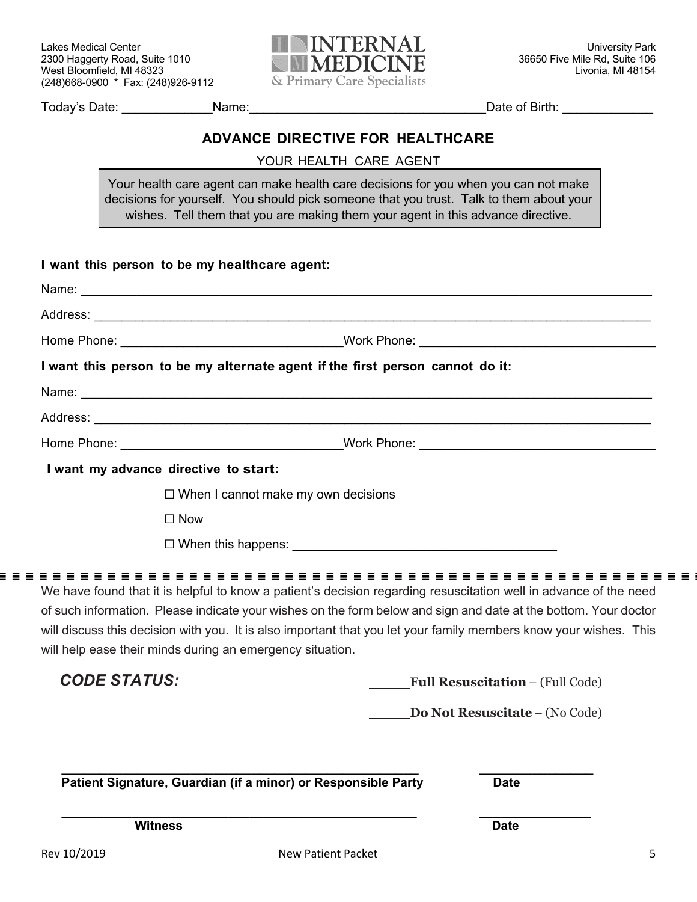Lakes Medical Center
2300 Haggerty Road, Suite 1010
West Bloomfield, MI 48323
(248)668-0900 * Fax: (248)926-9112

INTERNAL MEDICINE
& Primary Care Specialists

University Park
36650 Five Mile Rd, Suite 106
Livonia, MI 48154

Today's Date: _____________ Name: _________________________________ Date of Birth: _____________

## ADVANCE DIRECTIVE FOR HEALTHCARE

### YOUR HEALTH CARE AGENT

Your health care agent can make health care decisions for you when you can not make decisions for yourself. You should pick someone that you trust. Talk to them about your wishes. Tell them that you are making them your agent in this advance directive.

**I want this person to be my healthcare agent:**

Name: ____________________________________________________________________________

Address: __________________________________________________________________________

Home Phone: _______________________________ Work Phone: _________________________________

**I want this person to be my alternate agent if the first person cannot do it:**

Name: ____________________________________________________________________________

Address: __________________________________________________________________________

Home Phone: _______________________________ Work Phone: _________________________________

**I want my advance directive to start:**

☐ When I cannot make my own decisions

☐ Now

☐ When this happens: _____________________________________

---

We have found that it is helpful to know a patient's decision regarding resuscitation well in advance of the need of such information. Please indicate your wishes on the form below and sign and date at the bottom. Your doctor will discuss this decision with you. It is also important that you let your family members know your wishes. This will help ease their minds during an emergency situation.

***CODE STATUS:***

_____ **Full Resuscitation** – (Full Code)

_____ **Do Not Resuscitate** – (No Code)

__________________________________________________ _______________
**Patient Signature, Guardian (if a minor) or Responsible Party** **Date**

__________________________________________________ _______________
**Witness** **Date**

Rev 10/2019 New Patient Packet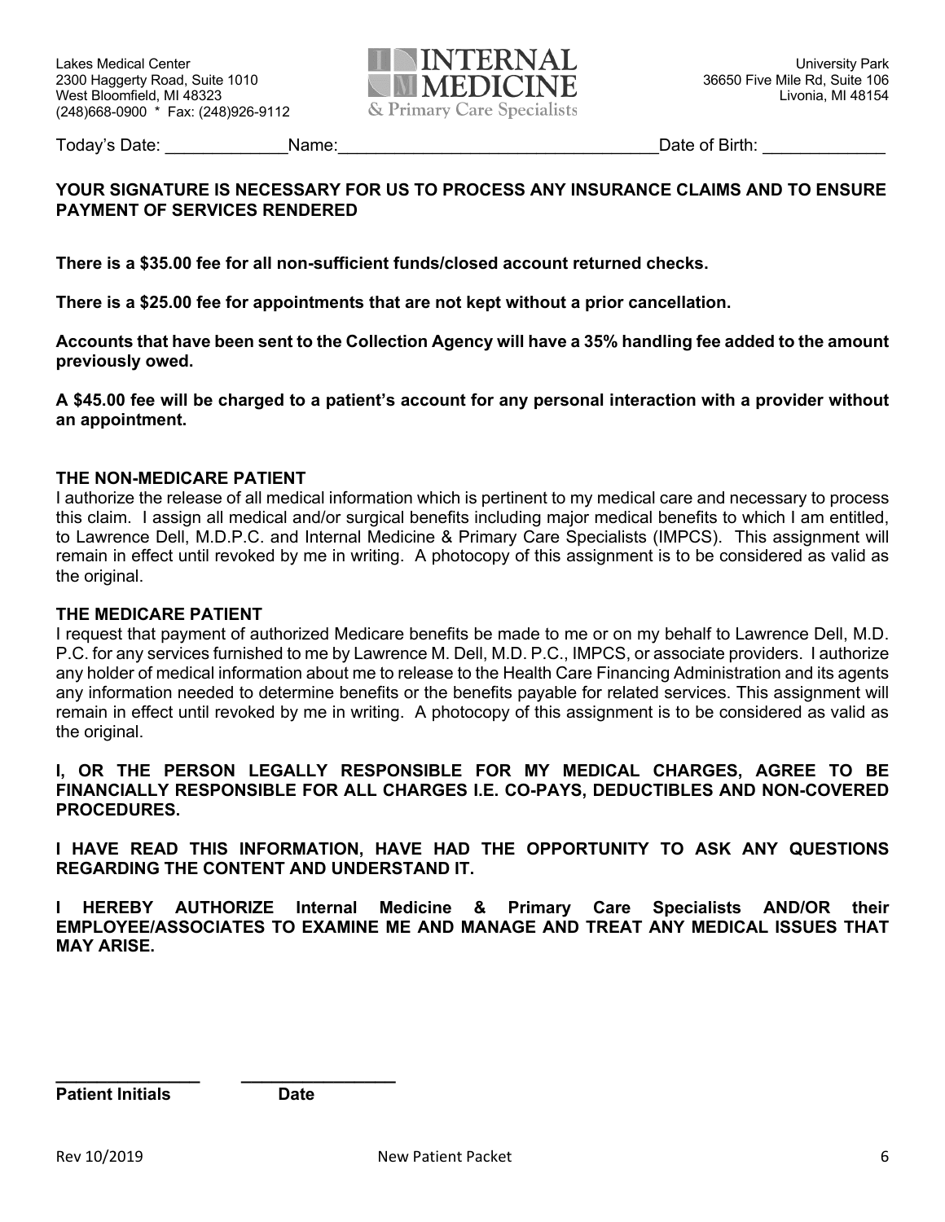Lakes Medical Center
2300 Haggerty Road, Suite 1010
West Bloomfield, MI 48323
(248)668-0900 * Fax: (248)926-9112

INTERNAL MEDICINE
& Primary Care Specialists

University Park
36650 Five Mile Rd, Suite 106
Livonia, MI 48154

Today's Date: _____________Name:__________________________________Date of Birth: _____________

**YOUR SIGNATURE IS NECESSARY FOR US TO PROCESS ANY INSURANCE CLAIMS AND TO ENSURE PAYMENT OF SERVICES RENDERED**

**There is a $35.00 fee for all non-sufficient funds/closed account returned checks.**

**There is a $25.00 fee for appointments that are not kept without a prior cancellation.**

**Accounts that have been sent to the Collection Agency will have a 35% handling fee added to the amount previously owed.**

**A $45.00 fee will be charged to a patient's account for any personal interaction with a provider without an appointment.**

**THE NON-MEDICARE PATIENT**

I authorize the release of all medical information which is pertinent to my medical care and necessary to process this claim. I assign all medical and/or surgical benefits including major medical benefits to which I am entitled, to Lawrence Dell, M.D.P.C. and Internal Medicine & Primary Care Specialists (IMPCS). This assignment will remain in effect until revoked by me in writing. A photocopy of this assignment is to be considered as valid as the original.

**THE MEDICARE PATIENT**

I request that payment of authorized Medicare benefits be made to me or on my behalf to Lawrence Dell, M.D. P.C. for any services furnished to me by Lawrence M. Dell, M.D. P.C., IMPCS, or associate providers. I authorize any holder of medical information about me to release to the Health Care Financing Administration and its agents any information needed to determine benefits or the benefits payable for related services. This assignment will remain in effect until revoked by me in writing. A photocopy of this assignment is to be considered as valid as the original.

**I, OR THE PERSON LEGALLY RESPONSIBLE FOR MY MEDICAL CHARGES, AGREE TO BE FINANCIALLY RESPONSIBLE FOR ALL CHARGES I.E. CO-PAYS, DEDUCTIBLES AND NON-COVERED PROCEDURES.**

**I HAVE READ THIS INFORMATION, HAVE HAD THE OPPORTUNITY TO ASK ANY QUESTIONS REGARDING THE CONTENT AND UNDERSTAND IT.**

**I HEREBY AUTHORIZE Internal Medicine & Primary Care Specialists AND/OR their EMPLOYEE/ASSOCIATES TO EXAMINE ME AND MANAGE AND TREAT ANY MEDICAL ISSUES THAT MAY ARISE.**

________________ ________________

**Patient Initials** **Date**

Rev 10/2019 New Patient Packet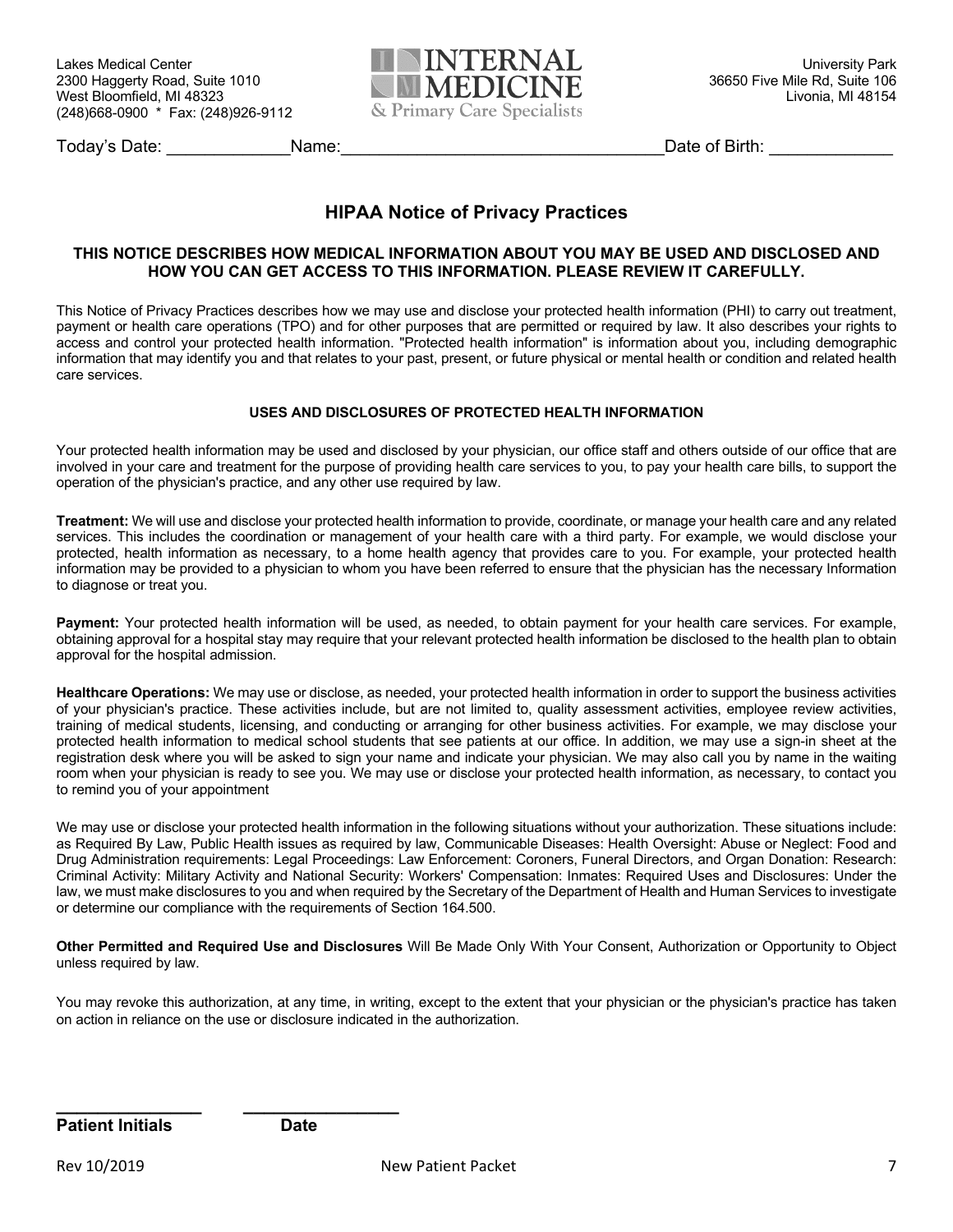Lakes Medical Center
2300 Haggerty Road, Suite 1010
West Bloomfield, MI 48323
(248)668-0900 * Fax: (248)926-9112

INTERNAL MEDICINE
& Primary Care Specialists

University Park
36650 Five Mile Rd, Suite 106
Livonia, MI 48154

Today's Date: _____________Name:_________________________________Date of Birth: _____________

# HIPAA Notice of Privacy Practices

**THIS NOTICE DESCRIBES HOW MEDICAL INFORMATION ABOUT YOU MAY BE USED AND DISCLOSED AND HOW YOU CAN GET ACCESS TO THIS INFORMATION. PLEASE REVIEW IT CAREFULLY.**

This Notice of Privacy Practices describes how we may use and disclose your protected health information (PHI) to carry out treatment, payment or health care operations (TPO) and for other purposes that are permitted or required by law. It also describes your rights to access and control your protected health information. "Protected health information" is information about you, including demographic information that may identify you and that relates to your past, present, or future physical or mental health or condition and related health care services.

## USES AND DISCLOSURES OF PROTECTED HEALTH INFORMATION

Your protected health information may be used and disclosed by your physician, our office staff and others outside of our office that are involved in your care and treatment for the purpose of providing health care services to you, to pay your health care bills, to support the operation of the physician's practice, and any other use required by law.

**Treatment:** We will use and disclose your protected health information to provide, coordinate, or manage your health care and any related services. This includes the coordination or management of your health care with a third party. For example, we would disclose your protected, health information as necessary, to a home health agency that provides care to you. For example, your protected health information may be provided to a physician to whom you have been referred to ensure that the physician has the necessary Information to diagnose or treat you.

**Payment:** Your protected health information will be used, as needed, to obtain payment for your health care services. For example, obtaining approval for a hospital stay may require that your relevant protected health information be disclosed to the health plan to obtain approval for the hospital admission.

**Healthcare Operations:** We may use or disclose, as needed, your protected health information in order to support the business activities of your physician's practice. These activities include, but are not limited to, quality assessment activities, employee review activities, training of medical students, licensing, and conducting or arranging for other business activities. For example, we may disclose your protected health information to medical school students that see patients at our office. In addition, we may use a sign-in sheet at the registration desk where you will be asked to sign your name and indicate your physician. We may also call you by name in the waiting room when your physician is ready to see you. We may use or disclose your protected health information, as necessary, to contact you to remind you of your appointment

We may use or disclose your protected health information in the following situations without your authorization. These situations include: as Required By Law, Public Health issues as required by law, Communicable Diseases: Health Oversight: Abuse or Neglect: Food and Drug Administration requirements: Legal Proceedings: Law Enforcement: Coroners, Funeral Directors, and Organ Donation: Research: Criminal Activity: Military Activity and National Security: Workers' Compensation: Inmates: Required Uses and Disclosures: Under the law, we must make disclosures to you and when required by the Secretary of the Department of Health and Human Services to investigate or determine our compliance with the requirements of Section 164.500.

**Other Permitted and Required Use and Disclosures** Will Be Made Only With Your Consent, Authorization or Opportunity to Object unless required by law.

You may revoke this authorization, at any time, in writing, except to the extent that your physician or the physician's practice has taken on action in reliance on the use or disclosure indicated in the authorization.

_______________ _______________
**Patient Initials** **Date**

Rev 10/2019 New Patient Packet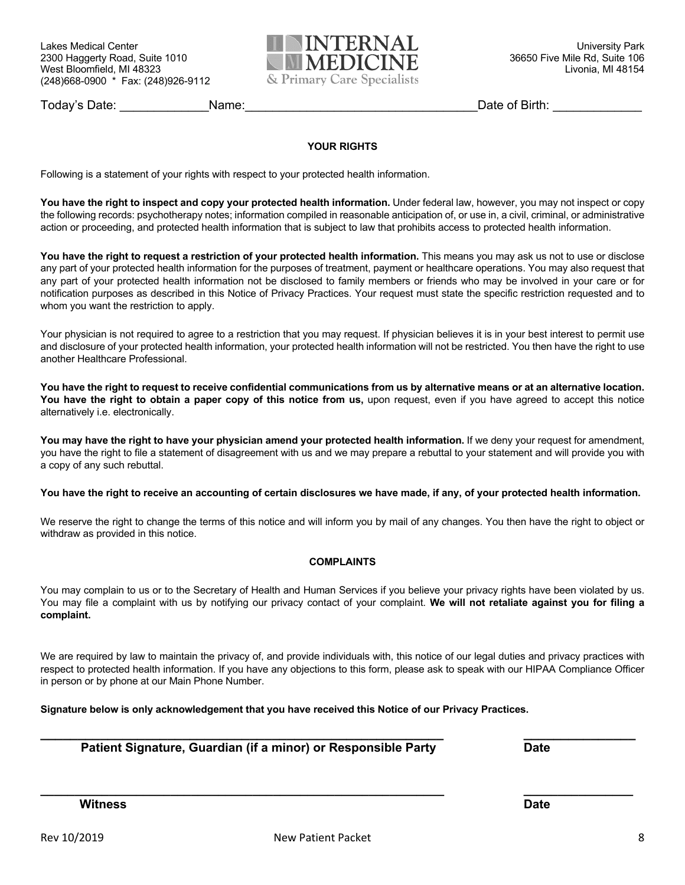Lakes Medical Center
2300 Haggerty Road, Suite 1010
West Bloomfield, MI 48323
(248)668-0900 * Fax: (248)926-9112

INTERNAL MEDICINE
& Primary Care Specialists

University Park
36650 Five Mile Rd, Suite 106
Livonia, MI 48154

Today's Date: _____________ Name: _________________________________ Date of Birth: _____________

## YOUR RIGHTS

Following is a statement of your rights with respect to your protected health information.

**You have the right to inspect and copy your protected health information.** Under federal law, however, you may not inspect or copy the following records: psychotherapy notes; information compiled in reasonable anticipation of, or use in, a civil, criminal, or administrative action or proceeding, and protected health information that is subject to law that prohibits access to protected health information.

**You have the right to request a restriction of your protected health information.** This means you may ask us not to use or disclose any part of your protected health information for the purposes of treatment, payment or healthcare operations. You may also request that any part of your protected health information not be disclosed to family members or friends who may be involved in your care or for notification purposes as described in this Notice of Privacy Practices. Your request must state the specific restriction requested and to whom you want the restriction to apply.

Your physician is not required to agree to a restriction that you may request. If physician believes it is in your best interest to permit use and disclosure of your protected health information, your protected health information will not be restricted. You then have the right to use another Healthcare Professional.

**You have the right to request to receive confidential communications from us by alternative means or at an alternative location. You have the right to obtain a paper copy of this notice from us,** upon request, even if you have agreed to accept this notice alternatively i.e. electronically.

**You may have the right to have your physician amend your protected health information.** If we deny your request for amendment, you have the right to file a statement of disagreement with us and we may prepare a rebuttal to your statement and will provide you with a copy of any such rebuttal.

**You have the right to receive an accounting of certain disclosures we have made, if any, of your protected health information.**

We reserve the right to change the terms of this notice and will inform you by mail of any changes. You then have the right to object or withdraw as provided in this notice.

## COMPLAINTS

You may complain to us or to the Secretary of Health and Human Services if you believe your privacy rights have been violated by us. You may file a complaint with us by notifying our privacy contact of your complaint. **We will not retaliate against you for filing a complaint.**

We are required by law to maintain the privacy of, and provide individuals with, this notice of our legal duties and privacy practices with respect to protected health information. If you have any objections to this form, please ask to speak with our HIPAA Compliance Officer in person or by phone at our Main Phone Number.

**Signature below is only acknowledgement that you have received this Notice of our Privacy Practices.**

_____________________________________________________________ _______________

**Patient Signature, Guardian (if a minor) or Responsible Party** **Date**

_____________________________________________________________ _______________

**Witness** **Date**

Rev 10/2019 New Patient Packet